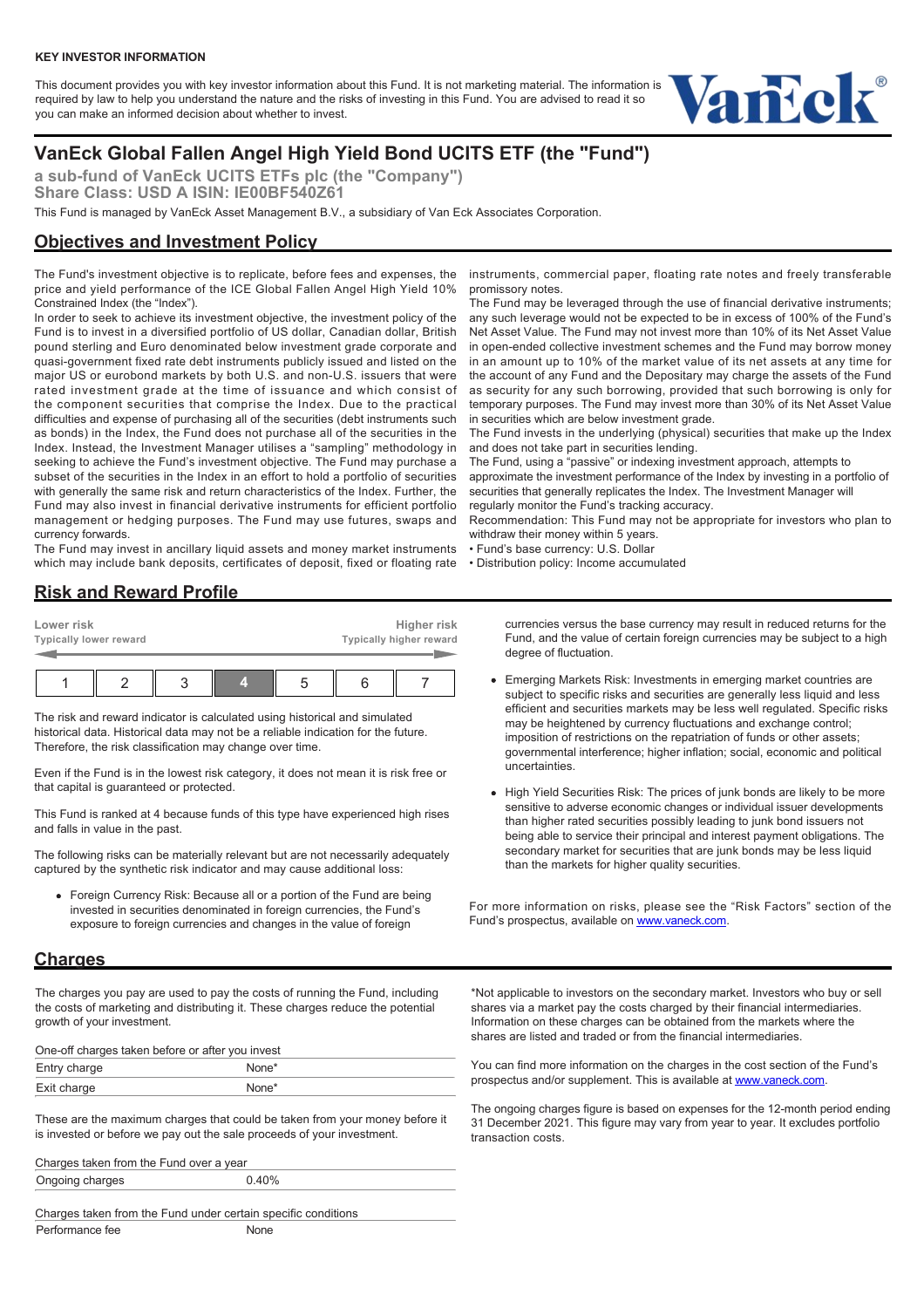**KEY INVESTOR INFORMATION**

This document provides you with key investor information about this Fund. It is not marketing material. The information is required by law to help you understand the nature and the risks of investing in this Fund. You are advised to read it so you can make an informed decision about whether to invest.

# VanEck Global Fallen Angel High Yield Bond UCITS ETF (the "Fund")

### a sub-fund of VanEck UCITS ETFs plc (the "Company")
### Share Class: USD A ISIN: IE00BF540Z61

This Fund is managed by VanEck Asset Management B.V., a subsidiary of Van Eck Associates Corporation.

## Objectives and Investment Policy

The Fund's investment objective is to replicate, before fees and expenses, the price and yield performance of the ICE Global Fallen Angel High Yield 10% Constrained Index (the "Index").

In order to seek to achieve its investment objective, the investment policy of the Fund is to invest in a diversified portfolio of US dollar, Canadian dollar, British pound sterling and Euro denominated below investment grade corporate and quasi-government fixed rate debt instruments publicly issued and listed on the major US or eurobond markets by both U.S. and non-U.S. issuers that were rated investment grade at the time of issuance and which consist of the component securities that comprise the Index. Due to the practical difficulties and expense of purchasing all of the securities (debt instruments such as bonds) in the Index, the Fund does not purchase all of the securities in the Index. Instead, the Investment Manager utilises a "sampling" methodology in seeking to achieve the Fund's investment objective. The Fund may purchase a subset of the securities in the Index in an effort to hold a portfolio of securities with generally the same risk and return characteristics of the Index. Further, the Fund may also invest in financial derivative instruments for efficient portfolio management or hedging purposes. The Fund may use futures, swaps and currency forwards.

The Fund may invest in ancillary liquid assets and money market instruments which may include bank deposits, certificates of deposit, fixed or floating rate instruments, commercial paper, floating rate notes and freely transferable promissory notes.

The Fund may be leveraged through the use of financial derivative instruments; any such leverage would not be expected to be in excess of 100% of the Fund's Net Asset Value. The Fund may not invest more than 10% of its Net Asset Value in open-ended collective investment schemes and the Fund may borrow money in an amount up to 10% of the market value of its net assets at any time for the account of any Fund and the Depositary may charge the assets of the Fund as security for any such borrowing, provided that such borrowing is only for temporary purposes. The Fund may invest more than 30% of its Net Asset Value in securities which are below investment grade.

The Fund invests in the underlying (physical) securities that make up the Index and does not take part in securities lending.

The Fund, using a "passive" or indexing investment approach, attempts to approximate the investment performance of the Index by investing in a portfolio of securities that generally replicates the Index. The Investment Manager will regularly monitor the Fund's tracking accuracy.

Recommendation: This Fund may not be appropriate for investors who plan to withdraw their money within 5 years.

- Fund's base currency: U.S. Dollar
- Distribution policy: Income accumulated

## Risk and Reward Profile

Lower risk — Typically lower reward ... Higher risk — Typically higher reward

| 1 | 2 | 3 | **4** | 5 | 6 | 7 |
|---|---|---|---|---|---|---|

The risk and reward indicator is calculated using historical and simulated historical data. Historical data may not be a reliable indication for the future. Therefore, the risk classification may change over time.

Even if the Fund is in the lowest risk category, it does not mean it is risk free or that capital is guaranteed or protected.

This Fund is ranked at 4 because funds of this type have experienced high rises and falls in value in the past.

The following risks can be materially relevant but are not necessarily adequately captured by the synthetic risk indicator and may cause additional loss:

- Foreign Currency Risk: Because all or a portion of the Fund are being invested in securities denominated in foreign currencies, the Fund's exposure to foreign currencies and changes in the value of foreign currencies versus the base currency may result in reduced returns for the Fund, and the value of certain foreign currencies may be subject to a high degree of fluctuation.
- Emerging Markets Risk: Investments in emerging market countries are subject to specific risks and securities are generally less liquid and less efficient and securities markets may be less well regulated. Specific risks may be heightened by currency fluctuations and exchange control; imposition of restrictions on the repatriation of funds or other assets; governmental interference; higher inflation; social, economic and political uncertainties.
- High Yield Securities Risk: The prices of junk bonds are likely to be more sensitive to adverse economic changes or individual issuer developments than higher rated securities possibly leading to junk bond issuers not being able to service their principal and interest payment obligations. The secondary market for securities that are junk bonds may be less liquid than the markets for higher quality securities.

For more information on risks, please see the "Risk Factors" section of the Fund's prospectus, available on www.vaneck.com.

## Charges

The charges you pay are used to pay the costs of running the Fund, including the costs of marketing and distributing it. These charges reduce the potential growth of your investment.

| One-off charges taken before or after you invest | |
|---|---|
| Entry charge | None* |
| Exit charge | None* |

These are the maximum charges that could be taken from your money before it is invested or before we pay out the sale proceeds of your investment.

| Charges taken from the Fund over a year | |
|---|---|
| Ongoing charges | 0.40% |

| Charges taken from the Fund under certain specific conditions | |
|---|---|
| Performance fee | None |

*Not applicable to investors on the secondary market. Investors who buy or sell shares via a market pay the costs charged by their financial intermediaries. Information on these charges can be obtained from the markets where the shares are listed and traded or from the financial intermediaries.

You can find more information on the charges in the cost section of the Fund's prospectus and/or supplement. This is available at www.vaneck.com.

The ongoing charges figure is based on expenses for the 12-month period ending 31 December 2021. This figure may vary from year to year. It excludes portfolio transaction costs.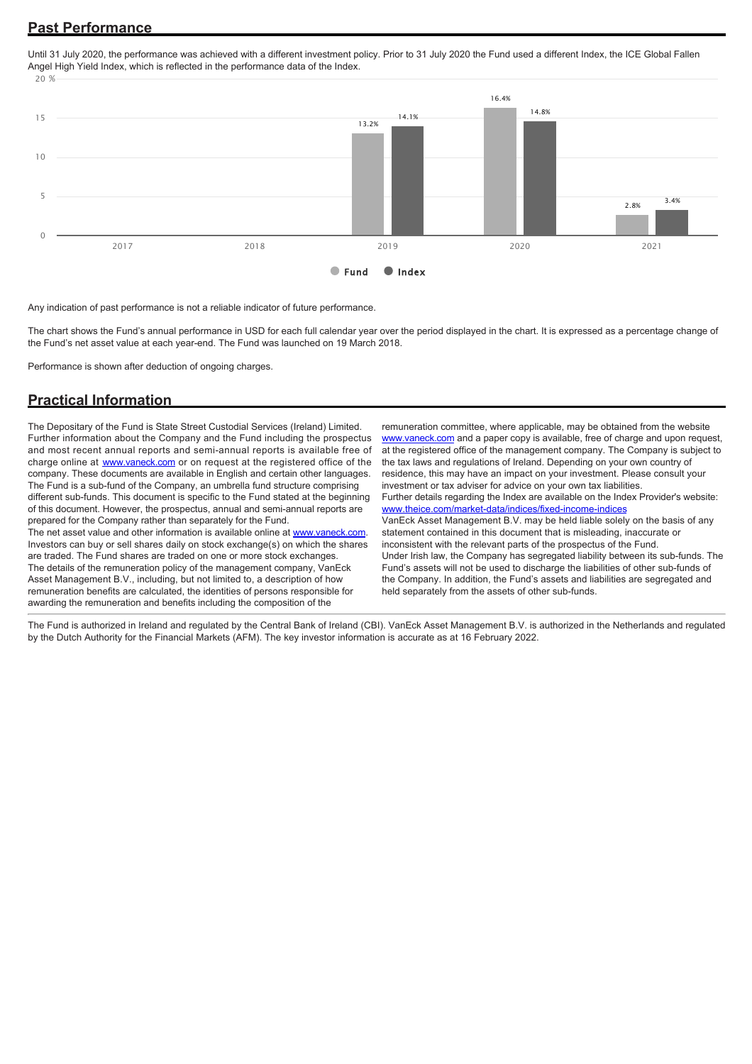## Past Performance

Until 31 July 2020, the performance was achieved with a different investment policy. Prior to 31 July 2020 the Fund used a different Index, the ICE Global Fallen Angel High Yield Index, which is reflected in the performance data of the Index.

20 %
15
10
5
0

2017
2018
2019
2020
2021

13.2%
14.1%
16.4%
14.8%
2.8%
3.4%

Fund
Index

Any indication of past performance is not a reliable indicator of future performance.

The chart shows the Fund's annual performance in USD for each full calendar year over the period displayed in the chart. It is expressed as a percentage change of the Fund's net asset value at each year-end. The Fund was launched on 19 March 2018.

Performance is shown after deduction of ongoing charges.

## Practical Information

The Depositary of the Fund is State Street Custodial Services (Ireland) Limited. Further information about the Company and the Fund including the prospectus and most recent annual reports and semi-annual reports is available free of charge online at www.vaneck.com or on request at the registered office of the company. These documents are available in English and certain other languages. The Fund is a sub-fund of the Company, an umbrella fund structure comprising different sub-funds. This document is specific to the Fund stated at the beginning of this document. However, the prospectus, annual and semi-annual reports are prepared for the Company rather than separately for the Fund.
The net asset value and other information is available online at www.vaneck.com. Investors can buy or sell shares daily on stock exchange(s) on which the shares are traded. The Fund shares are traded on one or more stock exchanges.
The details of the remuneration policy of the management company, VanEck Asset Management B.V., including, but not limited to, a description of how remuneration benefits are calculated, the identities of persons responsible for awarding the remuneration and benefits including the composition of the remuneration committee, where applicable, may be obtained from the website www.vaneck.com and a paper copy is available, free of charge and upon request, at the registered office of the management company. The Company is subject to the tax laws and regulations of Ireland. Depending on your own country of residence, this may have an impact on your investment. Please consult your investment or tax adviser for advice on your own tax liabilities.
Further details regarding the Index are available on the Index Provider's website: www.theice.com/market-data/indices/fixed-income-indices
VanEck Asset Management B.V. may be held liable solely on the basis of any statement contained in this document that is misleading, inaccurate or inconsistent with the relevant parts of the prospectus of the Fund.
Under Irish law, the Company has segregated liability between its sub-funds. The Fund's assets will not be used to discharge the liabilities of other sub-funds of the Company. In addition, the Fund's assets and liabilities are segregated and held separately from the assets of other sub-funds.

The Fund is authorized in Ireland and regulated by the Central Bank of Ireland (CBI). VanEck Asset Management B.V. is authorized in the Netherlands and regulated by the Dutch Authority for the Financial Markets (AFM). The key investor information is accurate as at 16 February 2022.